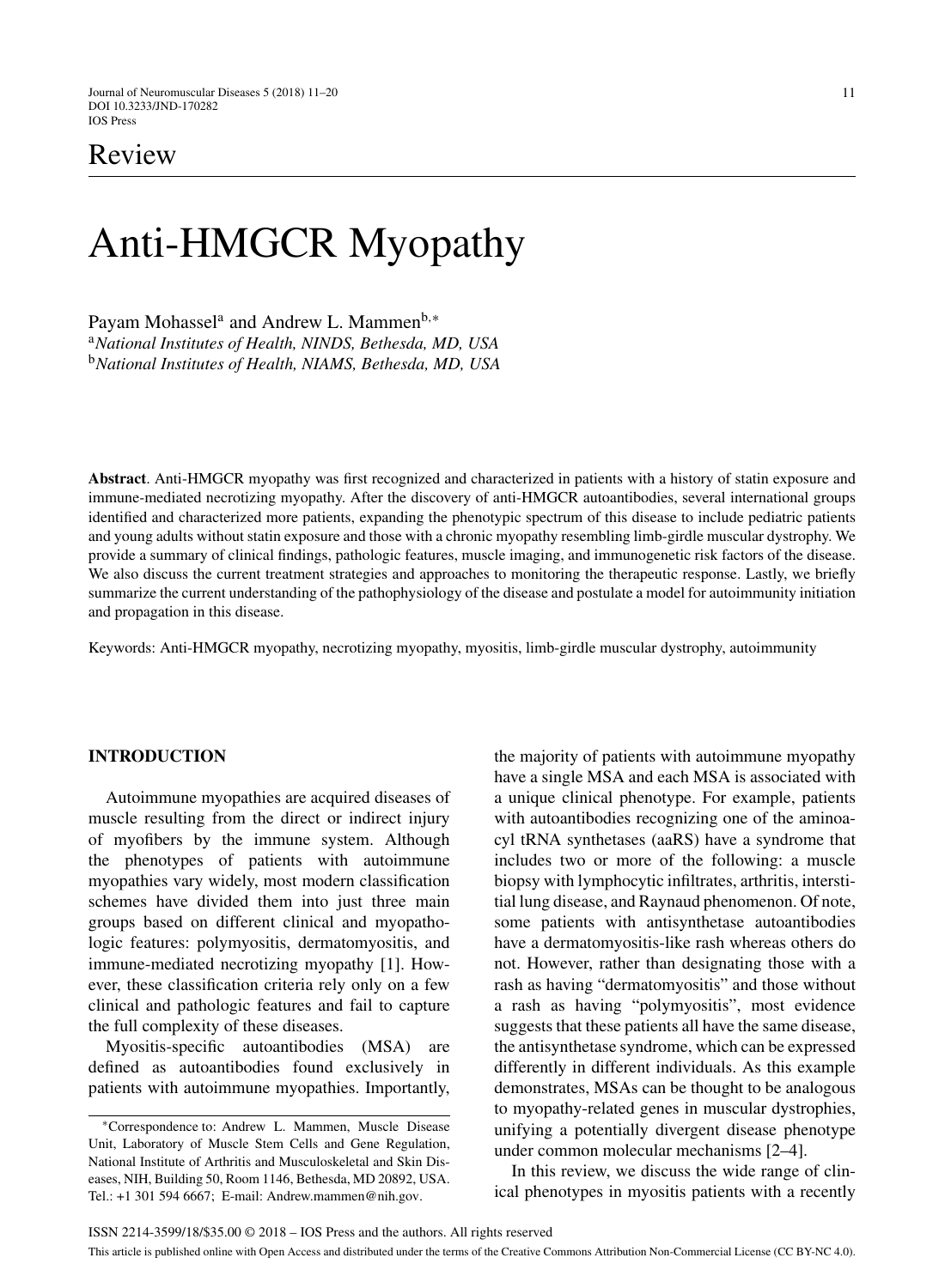Review

# Anti-HMGCR Myopathy

Payam Mohassel[a] and Andrew L. Mammen[b,*]

[a]*National Institutes of Health, NINDS, Bethesda, MD, USA*
[b]*National Institutes of Health, NIAMS, Bethesda, MD, USA*

**Abstract**. Anti-HMGCR myopathy was first recognized and characterized in patients with a history of statin exposure and immune-mediated necrotizing myopathy. After the discovery of anti-HMGCR autoantibodies, several international groups identified and characterized more patients, expanding the phenotypic spectrum of this disease to include pediatric patients and young adults without statin exposure and those with a chronic myopathy resembling limb-girdle muscular dystrophy. We provide a summary of clinical findings, pathologic features, muscle imaging, and immunogenetic risk factors of the disease. We also discuss the current treatment strategies and approaches to monitoring the therapeutic response. Lastly, we briefly summarize the current understanding of the pathophysiology of the disease and postulate a model for autoimmunity initiation and propagation in this disease.

Keywords: Anti-HMGCR myopathy, necrotizing myopathy, myositis, limb-girdle muscular dystrophy, autoimmunity

## INTRODUCTION

Autoimmune myopathies are acquired diseases of muscle resulting from the direct or indirect injury of myofibers by the immune system. Although the phenotypes of patients with autoimmune myopathies vary widely, most modern classification schemes have divided them into just three main groups based on different clinical and myopathologic features: polymyositis, dermatomyositis, and immune-mediated necrotizing myopathy [1]. However, these classification criteria rely only on a few clinical and pathologic features and fail to capture the full complexity of these diseases.

Myositis-specific autoantibodies (MSA) are defined as autoantibodies found exclusively in patients with autoimmune myopathies. Importantly, the majority of patients with autoimmune myopathy have a single MSA and each MSA is associated with a unique clinical phenotype. For example, patients with autoantibodies recognizing one of the aminoacyl tRNA synthetases (aaRS) have a syndrome that includes two or more of the following: a muscle biopsy with lymphocytic infiltrates, arthritis, interstitial lung disease, and Raynaud phenomenon. Of note, some patients with antisynthetase autoantibodies have a dermatomyositis-like rash whereas others do not. However, rather than designating those with a rash as having "dermatomyositis" and those without a rash as having "polymyositis", most evidence suggests that these patients all have the same disease, the antisynthetase syndrome, which can be expressed differently in different individuals. As this example demonstrates, MSAs can be thought to be analogous to myopathy-related genes in muscular dystrophies, unifying a potentially divergent disease phenotype under common molecular mechanisms [2–4].

In this review, we discuss the wide range of clinical phenotypes in myositis patients with a recently

*Correspondence to: Andrew L. Mammen, Muscle Disease Unit, Laboratory of Muscle Stem Cells and Gene Regulation, National Institute of Arthritis and Musculoskeletal and Skin Diseases, NIH, Building 50, Room 1146, Bethesda, MD 20892, USA. Tel.: +1 301 594 6667; E-mail: Andrew.mammen@nih.gov.

ISSN 2214-3599/18/$35.00 © 2018 – IOS Press and the authors. All rights reserved

This article is published online with Open Access and distributed under the terms of the Creative Commons Attribution Non-Commercial License (CC BY-NC 4.0).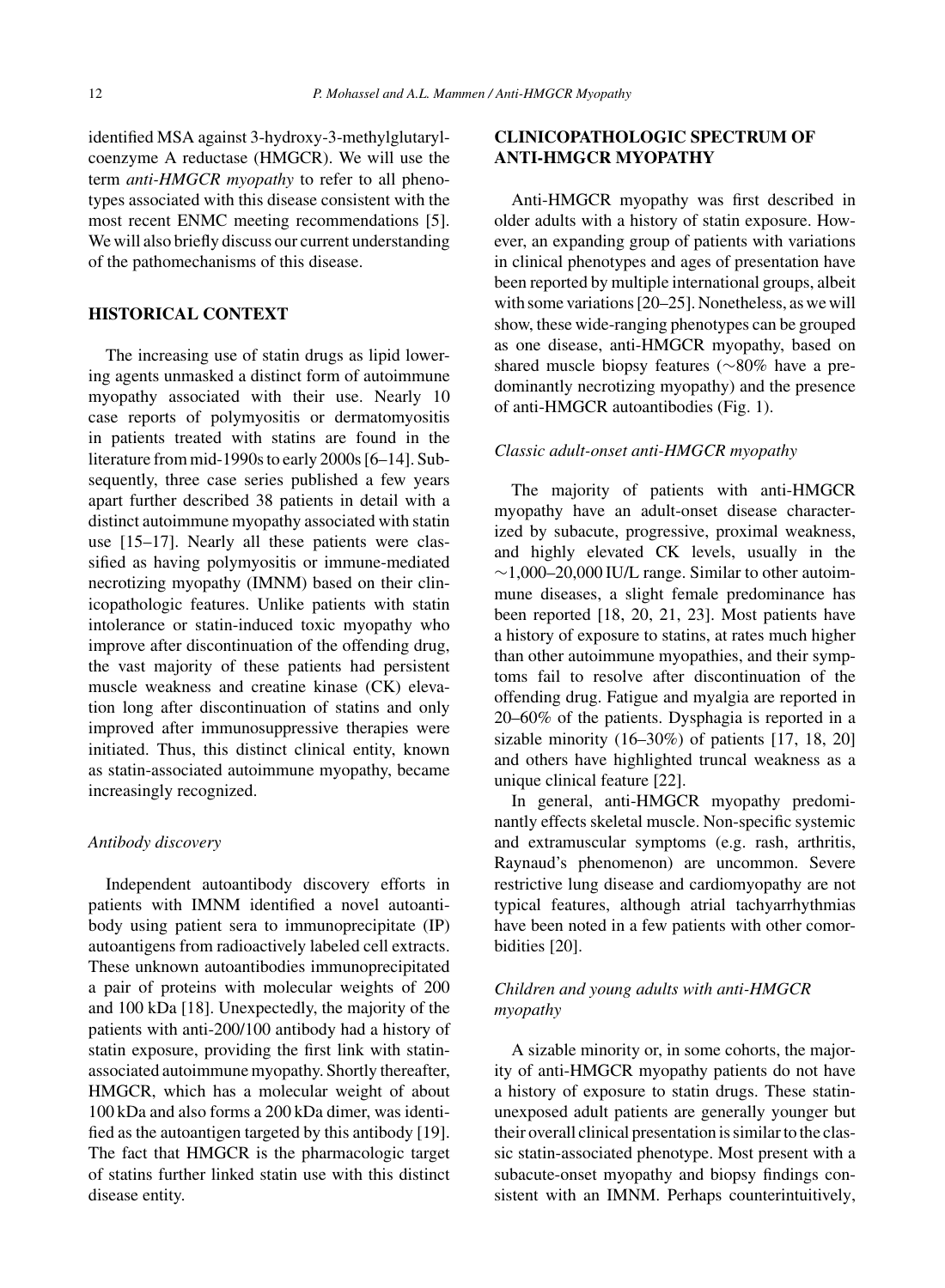identified MSA against 3-hydroxy-3-methylglutaryl-coenzyme A reductase (HMGCR). We will use the term *anti-HMGCR myopathy* to refer to all phenotypes associated with this disease consistent with the most recent ENMC meeting recommendations [5]. We will also briefly discuss our current understanding of the pathomechanisms of this disease.

## HISTORICAL CONTEXT

The increasing use of statin drugs as lipid lowering agents unmasked a distinct form of autoimmune myopathy associated with their use. Nearly 10 case reports of polymyositis or dermatomyositis in patients treated with statins are found in the literature from mid-1990s to early 2000s [6–14]. Subsequently, three case series published a few years apart further described 38 patients in detail with a distinct autoimmune myopathy associated with statin use [15–17]. Nearly all these patients were classified as having polymyositis or immune-mediated necrotizing myopathy (IMNM) based on their clinicopathologic features. Unlike patients with statin intolerance or statin-induced toxic myopathy who improve after discontinuation of the offending drug, the vast majority of these patients had persistent muscle weakness and creatine kinase (CK) elevation long after discontinuation of statins and only improved after immunosuppressive therapies were initiated. Thus, this distinct clinical entity, known as statin-associated autoimmune myopathy, became increasingly recognized.

### *Antibody discovery*

Independent autoantibody discovery efforts in patients with IMNM identified a novel autoantibody using patient sera to immunoprecipitate (IP) autoantigens from radioactively labeled cell extracts. These unknown autoantibodies immunoprecipitated a pair of proteins with molecular weights of 200 and 100 kDa [18]. Unexpectedly, the majority of the patients with anti-200/100 antibody had a history of statin exposure, providing the first link with statin-associated autoimmune myopathy. Shortly thereafter, HMGCR, which has a molecular weight of about 100 kDa and also forms a 200 kDa dimer, was identified as the autoantigen targeted by this antibody [19]. The fact that HMGCR is the pharmacologic target of statins further linked statin use with this distinct disease entity.

## CLINICOPATHOLOGIC SPECTRUM OF ANTI-HMGCR MYOPATHY

Anti-HMGCR myopathy was first described in older adults with a history of statin exposure. However, an expanding group of patients with variations in clinical phenotypes and ages of presentation have been reported by multiple international groups, albeit with some variations [20–25]. Nonetheless, as we will show, these wide-ranging phenotypes can be grouped as one disease, anti-HMGCR myopathy, based on shared muscle biopsy features (~80% have a predominantly necrotizing myopathy) and the presence of anti-HMGCR autoantibodies (Fig. 1).

### *Classic adult-onset anti-HMGCR myopathy*

The majority of patients with anti-HMGCR myopathy have an adult-onset disease characterized by subacute, progressive, proximal weakness, and highly elevated CK levels, usually in the ~1,000–20,000 IU/L range. Similar to other autoimmune diseases, a slight female predominance has been reported [18, 20, 21, 23]. Most patients have a history of exposure to statins, at rates much higher than other autoimmune myopathies, and their symptoms fail to resolve after discontinuation of the offending drug. Fatigue and myalgia are reported in 20–60% of the patients. Dysphagia is reported in a sizable minority (16–30%) of patients [17, 18, 20] and others have highlighted truncal weakness as a unique clinical feature [22].

In general, anti-HMGCR myopathy predominantly effects skeletal muscle. Non-specific systemic and extramuscular symptoms (e.g. rash, arthritis, Raynaud's phenomenon) are uncommon. Severe restrictive lung disease and cardiomyopathy are not typical features, although atrial tachyarrhythmias have been noted in a few patients with other comorbidities [20].

### *Children and young adults with anti-HMGCR myopathy*

A sizable minority or, in some cohorts, the majority of anti-HMGCR myopathy patients do not have a history of exposure to statin drugs. These statin-unexposed adult patients are generally younger but their overall clinical presentation is similar to the classic statin-associated phenotype. Most present with a subacute-onset myopathy and biopsy findings consistent with an IMNM. Perhaps counterintuitively,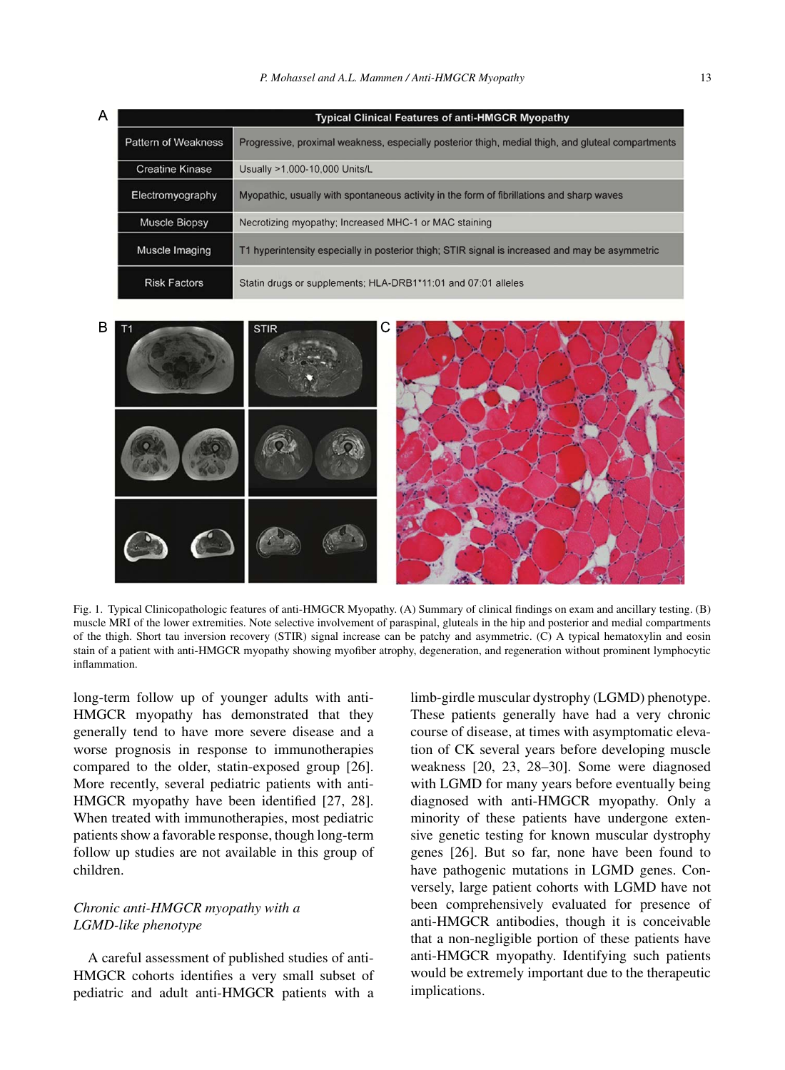A

| Typical Clinical Features of anti-HMGCR Myopathy | |
|---|---|
| Pattern of Weakness | Progressive, proximal weakness, especially posterior thigh, medial thigh, and gluteal compartments |
| Creatine Kinase | Usually >1,000-10,000 Units/L |
| Electromyography | Myopathic, usually with spontaneous activity in the form of fibrillations and sharp waves |
| Muscle Biopsy | Necrotizing myopathy; Increased MHC-1 or MAC staining |
| Muscle Imaging | T1 hyperintensity especially in posterior thigh; STIR signal is increased and may be asymmetric |
| Risk Factors | Statin drugs or supplements; HLA-DRB1*11:01 and 07:01 alleles |

Fig. 1. Typical Clinicopathologic features of anti-HMGCR Myopathy. (A) Summary of clinical findings on exam and ancillary testing. (B) muscle MRI of the lower extremities. Note selective involvement of paraspinal, gluteals in the hip and posterior and medial compartments of the thigh. Short tau inversion recovery (STIR) signal increase can be patchy and asymmetric. (C) A typical hematoxylin and eosin stain of a patient with anti-HMGCR myopathy showing myofiber atrophy, degeneration, and regeneration without prominent lymphocytic inflammation.

long-term follow up of younger adults with anti-HMGCR myopathy has demonstrated that they generally tend to have more severe disease and a worse prognosis in response to immunotherapies compared to the older, statin-exposed group [26]. More recently, several pediatric patients with anti-HMGCR myopathy have been identified [27, 28]. When treated with immunotherapies, most pediatric patients show a favorable response, though long-term follow up studies are not available in this group of children.

### *Chronic anti-HMGCR myopathy with a LGMD-like phenotype*

A careful assessment of published studies of anti-HMGCR cohorts identifies a very small subset of pediatric and adult anti-HMGCR patients with a limb-girdle muscular dystrophy (LGMD) phenotype. These patients generally have had a very chronic course of disease, at times with asymptomatic elevation of CK several years before developing muscle weakness [20, 23, 28–30]. Some were diagnosed with LGMD for many years before eventually being diagnosed with anti-HMGCR myopathy. Only a minority of these patients have undergone extensive genetic testing for known muscular dystrophy genes [26]. But so far, none have been found to have pathogenic mutations in LGMD genes. Conversely, large patient cohorts with LGMD have not been comprehensively evaluated for presence of anti-HMGCR antibodies, though it is conceivable that a non-negligible portion of these patients have anti-HMGCR myopathy. Identifying such patients would be extremely important due to the therapeutic implications.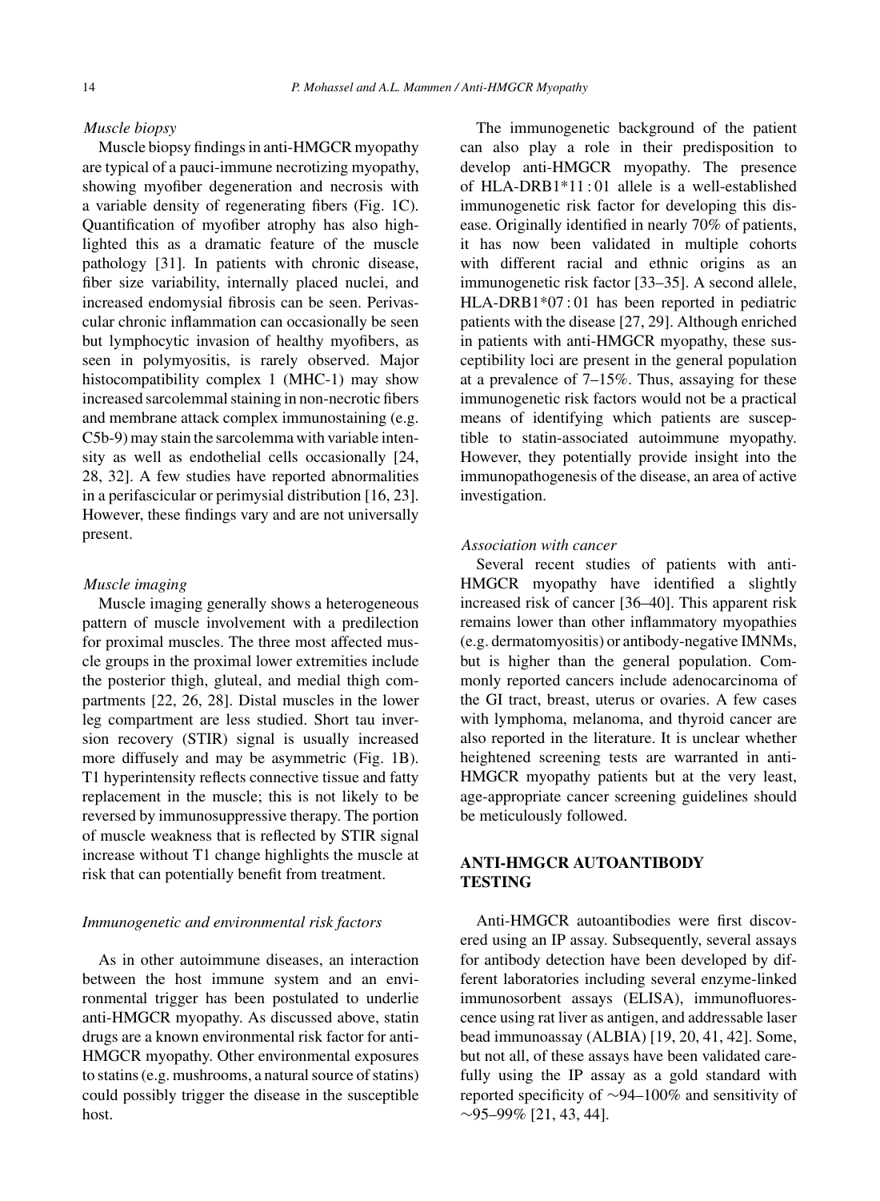*Muscle biopsy*

Muscle biopsy findings in anti-HMGCR myopathy are typical of a pauci-immune necrotizing myopathy, showing myofiber degeneration and necrosis with a variable density of regenerating fibers (Fig. 1C). Quantification of myofiber atrophy has also highlighted this as a dramatic feature of the muscle pathology [31]. In patients with chronic disease, fiber size variability, internally placed nuclei, and increased endomysial fibrosis can be seen. Perivascular chronic inflammation can occasionally be seen but lymphocytic invasion of healthy myofibers, as seen in polymyositis, is rarely observed. Major histocompatibility complex 1 (MHC-1) may show increased sarcolemmal staining in non-necrotic fibers and membrane attack complex immunostaining (e.g. C5b-9) may stain the sarcolemma with variable intensity as well as endothelial cells occasionally [24, 28, 32]. A few studies have reported abnormalities in a perifascicular or perimysial distribution [16, 23]. However, these findings vary and are not universally present.

*Muscle imaging*

Muscle imaging generally shows a heterogeneous pattern of muscle involvement with a predilection for proximal muscles. The three most affected muscle groups in the proximal lower extremities include the posterior thigh, gluteal, and medial thigh compartments [22, 26, 28]. Distal muscles in the lower leg compartment are less studied. Short tau inversion recovery (STIR) signal is usually increased more diffusely and may be asymmetric (Fig. 1B). T1 hyperintensity reflects connective tissue and fatty replacement in the muscle; this is not likely to be reversed by immunosuppressive therapy. The portion of muscle weakness that is reflected by STIR signal increase without T1 change highlights the muscle at risk that can potentially benefit from treatment.

*Immunogenetic and environmental risk factors*

As in other autoimmune diseases, an interaction between the host immune system and an environmental trigger has been postulated to underlie anti-HMGCR myopathy. As discussed above, statin drugs are a known environmental risk factor for anti-HMGCR myopathy. Other environmental exposures to statins (e.g. mushrooms, a natural source of statins) could possibly trigger the disease in the susceptible host.

The immunogenetic background of the patient can also play a role in their predisposition to develop anti-HMGCR myopathy. The presence of HLA-DRB1*11 : 01 allele is a well-established immunogenetic risk factor for developing this disease. Originally identified in nearly 70% of patients, it has now been validated in multiple cohorts with different racial and ethnic origins as an immunogenetic risk factor [33–35]. A second allele, HLA-DRB1*07 : 01 has been reported in pediatric patients with the disease [27, 29]. Although enriched in patients with anti-HMGCR myopathy, these susceptibility loci are present in the general population at a prevalence of 7–15%. Thus, assaying for these immunogenetic risk factors would not be a practical means of identifying which patients are susceptible to statin-associated autoimmune myopathy. However, they potentially provide insight into the immunopathogenesis of the disease, an area of active investigation.

*Association with cancer*

Several recent studies of patients with anti-HMGCR myopathy have identified a slightly increased risk of cancer [36–40]. This apparent risk remains lower than other inflammatory myopathies (e.g. dermatomyositis) or antibody-negative IMNMs, but is higher than the general population. Commonly reported cancers include adenocarcinoma of the GI tract, breast, uterus or ovaries. A few cases with lymphoma, melanoma, and thyroid cancer are also reported in the literature. It is unclear whether heightened screening tests are warranted in anti-HMGCR myopathy patients but at the very least, age-appropriate cancer screening guidelines should be meticulously followed.

## ANTI-HMGCR AUTOANTIBODY TESTING

Anti-HMGCR autoantibodies were first discovered using an IP assay. Subsequently, several assays for antibody detection have been developed by different laboratories including several enzyme-linked immunosorbent assays (ELISA), immunofluorescence using rat liver as antigen, and addressable laser bead immunoassay (ALBIA) [19, 20, 41, 42]. Some, but not all, of these assays have been validated carefully using the IP assay as a gold standard with reported specificity of ∼94–100% and sensitivity of ∼95–99% [21, 43, 44].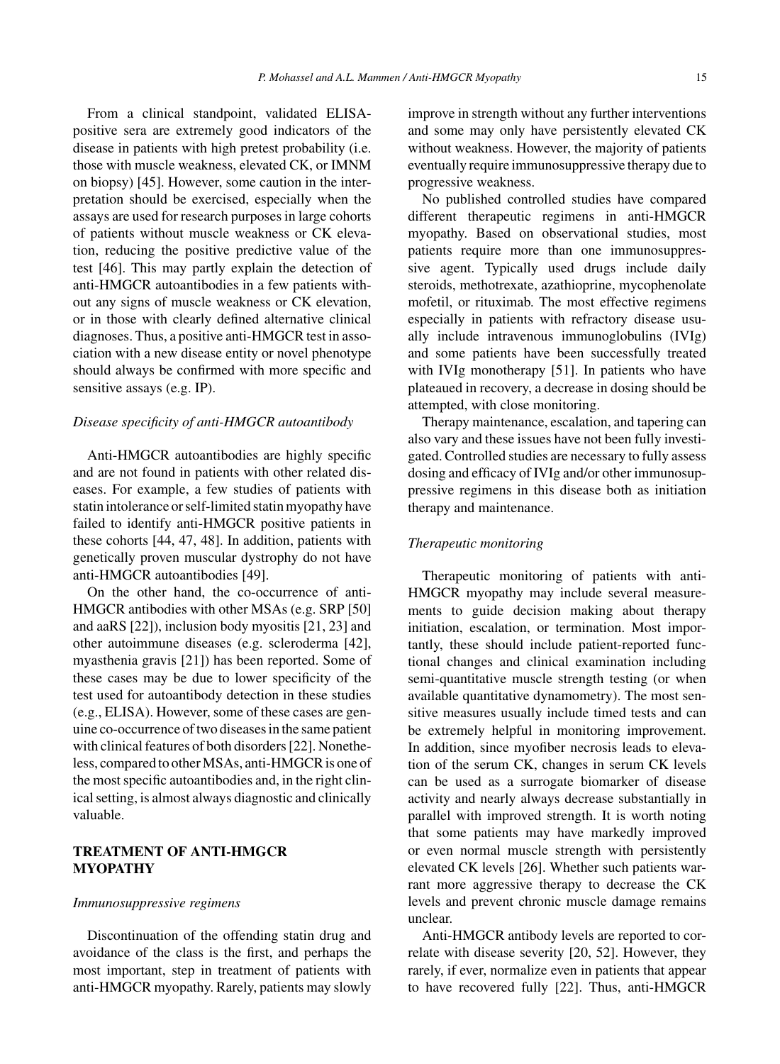From a clinical standpoint, validated ELISA-positive sera are extremely good indicators of the disease in patients with high pretest probability (i.e. those with muscle weakness, elevated CK, or IMNM on biopsy) [45]. However, some caution in the interpretation should be exercised, especially when the assays are used for research purposes in large cohorts of patients without muscle weakness or CK elevation, reducing the positive predictive value of the test [46]. This may partly explain the detection of anti-HMGCR autoantibodies in a few patients without any signs of muscle weakness or CK elevation, or in those with clearly defined alternative clinical diagnoses. Thus, a positive anti-HMGCR test in association with a new disease entity or novel phenotype should always be confirmed with more specific and sensitive assays (e.g. IP).

### *Disease specificity of anti-HMGCR autoantibody*

Anti-HMGCR autoantibodies are highly specific and are not found in patients with other related diseases. For example, a few studies of patients with statin intolerance or self-limited statin myopathy have failed to identify anti-HMGCR positive patients in these cohorts [44, 47, 48]. In addition, patients with genetically proven muscular dystrophy do not have anti-HMGCR autoantibodies [49].

On the other hand, the co-occurrence of anti-HMGCR antibodies with other MSAs (e.g. SRP [50] and aaRS [22]), inclusion body myositis [21, 23] and other autoimmune diseases (e.g. scleroderma [42], myasthenia gravis [21]) has been reported. Some of these cases may be due to lower specificity of the test used for autoantibody detection in these studies (e.g., ELISA). However, some of these cases are genuine co-occurrence of two diseases in the same patient with clinical features of both disorders [22]. Nonetheless, compared to other MSAs, anti-HMGCR is one of the most specific autoantibodies and, in the right clinical setting, is almost always diagnostic and clinically valuable.

## TREATMENT OF ANTI-HMGCR MYOPATHY

### *Immunosuppressive regimens*

Discontinuation of the offending statin drug and avoidance of the class is the first, and perhaps the most important, step in treatment of patients with anti-HMGCR myopathy. Rarely, patients may slowly improve in strength without any further interventions and some may only have persistently elevated CK without weakness. However, the majority of patients eventually require immunosuppressive therapy due to progressive weakness.

No published controlled studies have compared different therapeutic regimens in anti-HMGCR myopathy. Based on observational studies, most patients require more than one immunosuppressive agent. Typically used drugs include daily steroids, methotrexate, azathioprine, mycophenolate mofetil, or rituximab. The most effective regimens especially in patients with refractory disease usually include intravenous immunoglobulins (IVIg) and some patients have been successfully treated with IVIg monotherapy [51]. In patients who have plateaued in recovery, a decrease in dosing should be attempted, with close monitoring.

Therapy maintenance, escalation, and tapering can also vary and these issues have not been fully investigated. Controlled studies are necessary to fully assess dosing and efficacy of IVIg and/or other immunosuppressive regimens in this disease both as initiation therapy and maintenance.

### *Therapeutic monitoring*

Therapeutic monitoring of patients with anti-HMGCR myopathy may include several measurements to guide decision making about therapy initiation, escalation, or termination. Most importantly, these should include patient-reported functional changes and clinical examination including semi-quantitative muscle strength testing (or when available quantitative dynamometry). The most sensitive measures usually include timed tests and can be extremely helpful in monitoring improvement. In addition, since myofiber necrosis leads to elevation of the serum CK, changes in serum CK levels can be used as a surrogate biomarker of disease activity and nearly always decrease substantially in parallel with improved strength. It is worth noting that some patients may have markedly improved or even normal muscle strength with persistently elevated CK levels [26]. Whether such patients warrant more aggressive therapy to decrease the CK levels and prevent chronic muscle damage remains unclear.

Anti-HMGCR antibody levels are reported to correlate with disease severity [20, 52]. However, they rarely, if ever, normalize even in patients that appear to have recovered fully [22]. Thus, anti-HMGCR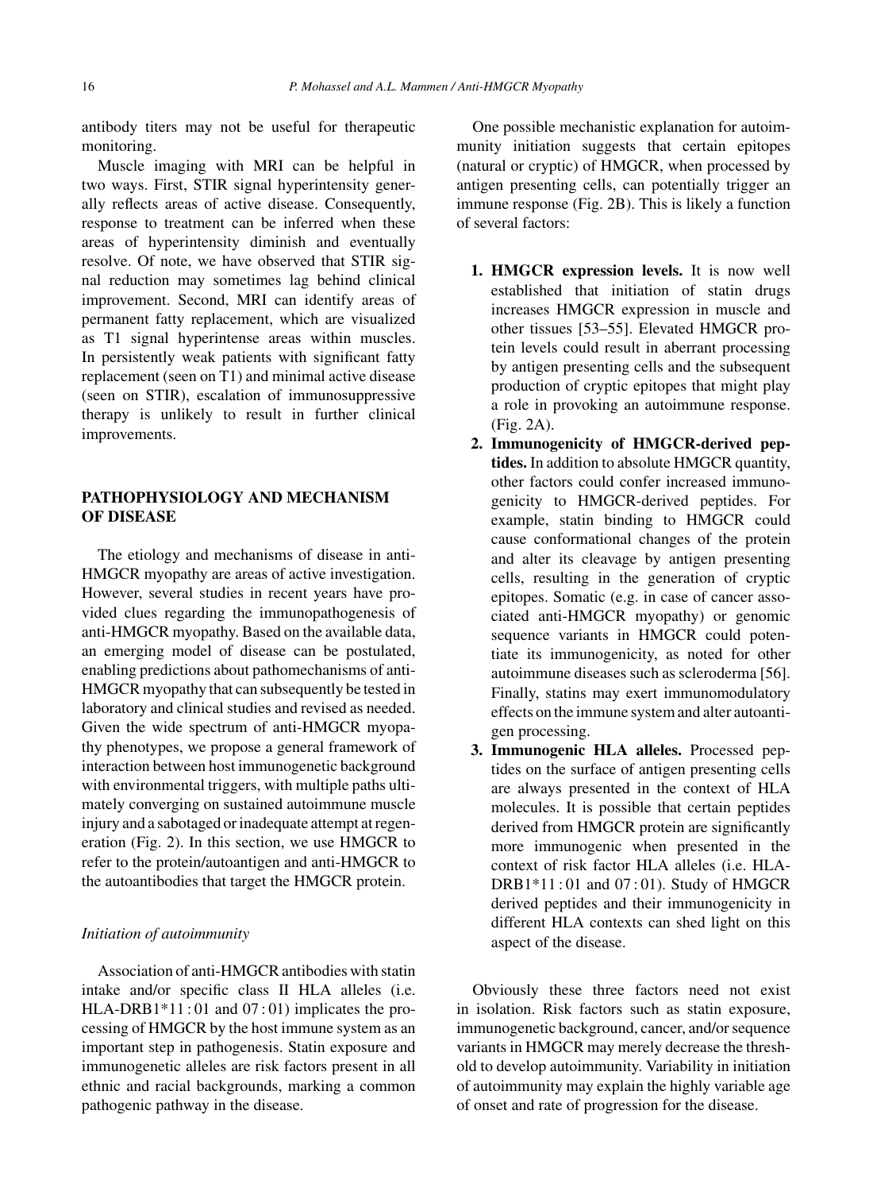antibody titers may not be useful for therapeutic monitoring.

Muscle imaging with MRI can be helpful in two ways. First, STIR signal hyperintensity generally reflects areas of active disease. Consequently, response to treatment can be inferred when these areas of hyperintensity diminish and eventually resolve. Of note, we have observed that STIR signal reduction may sometimes lag behind clinical improvement. Second, MRI can identify areas of permanent fatty replacement, which are visualized as T1 signal hyperintense areas within muscles. In persistently weak patients with significant fatty replacement (seen on T1) and minimal active disease (seen on STIR), escalation of immunosuppressive therapy is unlikely to result in further clinical improvements.

## PATHOPHYSIOLOGY AND MECHANISM OF DISEASE

The etiology and mechanisms of disease in anti-HMGCR myopathy are areas of active investigation. However, several studies in recent years have provided clues regarding the immunopathogenesis of anti-HMGCR myopathy. Based on the available data, an emerging model of disease can be postulated, enabling predictions about pathomechanisms of anti-HMGCR myopathy that can subsequently be tested in laboratory and clinical studies and revised as needed. Given the wide spectrum of anti-HMGCR myopathy phenotypes, we propose a general framework of interaction between host immunogenetic background with environmental triggers, with multiple paths ultimately converging on sustained autoimmune muscle injury and a sabotaged or inadequate attempt at regeneration (Fig. 2). In this section, we use HMGCR to refer to the protein/autoantigen and anti-HMGCR to the autoantibodies that target the HMGCR protein.

### *Initiation of autoimmunity*

Association of anti-HMGCR antibodies with statin intake and/or specific class II HLA alleles (i.e. HLA-DRB1*11 : 01 and 07 : 01) implicates the processing of HMGCR by the host immune system as an important step in pathogenesis. Statin exposure and immunogenetic alleles are risk factors present in all ethnic and racial backgrounds, marking a common pathogenic pathway in the disease.

One possible mechanistic explanation for autoimmunity initiation suggests that certain epitopes (natural or cryptic) of HMGCR, when processed by antigen presenting cells, can potentially trigger an immune response (Fig. 2B). This is likely a function of several factors:

1. **HMGCR expression levels.** It is now well established that initiation of statin drugs increases HMGCR expression in muscle and other tissues [53–55]. Elevated HMGCR protein levels could result in aberrant processing by antigen presenting cells and the subsequent production of cryptic epitopes that might play a role in provoking an autoimmune response. (Fig. 2A).
2. **Immunogenicity of HMGCR-derived peptides.** In addition to absolute HMGCR quantity, other factors could confer increased immunogenicity to HMGCR-derived peptides. For example, statin binding to HMGCR could cause conformational changes of the protein and alter its cleavage by antigen presenting cells, resulting in the generation of cryptic epitopes. Somatic (e.g. in case of cancer associated anti-HMGCR myopathy) or genomic sequence variants in HMGCR could potentiate its immunogenicity, as noted for other autoimmune diseases such as scleroderma [56]. Finally, statins may exert immunomodulatory effects on the immune system and alter autoantigen processing.
3. **Immunogenic HLA alleles.** Processed peptides on the surface of antigen presenting cells are always presented in the context of HLA molecules. It is possible that certain peptides derived from HMGCR protein are significantly more immunogenic when presented in the context of risk factor HLA alleles (i.e. HLA-DRB1*11 : 01 and 07 : 01). Study of HMGCR derived peptides and their immunogenicity in different HLA contexts can shed light on this aspect of the disease.

Obviously these three factors need not exist in isolation. Risk factors such as statin exposure, immunogenetic background, cancer, and/or sequence variants in HMGCR may merely decrease the threshold to develop autoimmunity. Variability in initiation of autoimmunity may explain the highly variable age of onset and rate of progression for the disease.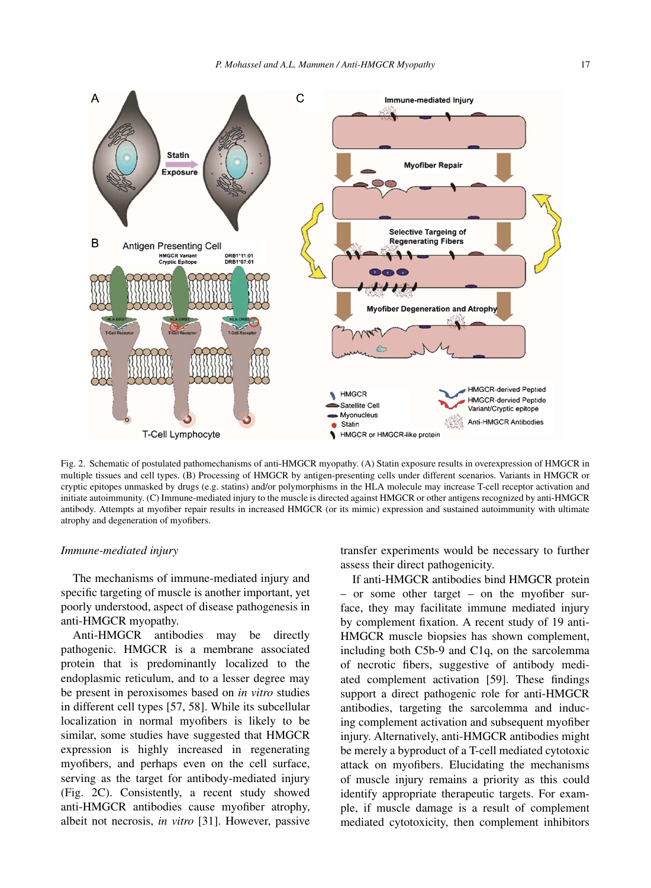Fig. 2. Schematic of postulated pathomechanisms of anti-HMGCR myopathy. (A) Statin exposure results in overexpression of HMGCR in multiple tissues and cell types. (B) Processing of HMGCR by antigen-presenting cells under different scenarios. Variants in HMGCR or cryptic epitopes unmasked by drugs (e.g. statins) and/or polymorphisms in the HLA molecule may increase T-cell receptor activation and initiate autoimmunity. (C) Immune-mediated injury to the muscle is directed against HMGCR or other antigens recognized by anti-HMGCR antibody. Attempts at myofiber repair results in increased HMGCR (or its mimic) expression and sustained autoimmunity with ultimate atrophy and degeneration of myofibers.

*Immune-mediated injury*

The mechanisms of immune-mediated injury and specific targeting of muscle is another important, yet poorly understood, aspect of disease pathogenesis in anti-HMGCR myopathy.

Anti-HMGCR antibodies may be directly pathogenic. HMGCR is a membrane associated protein that is predominantly localized to the endoplasmic reticulum, and to a lesser degree may be present in peroxisomes based on *in vitro* studies in different cell types [57, 58]. While its subcellular localization in normal myofibers is likely to be similar, some studies have suggested that HMGCR expression is highly increased in regenerating myofibers, and perhaps even on the cell surface, serving as the target for antibody-mediated injury (Fig. 2C). Consistently, a recent study showed anti-HMGCR antibodies cause myofiber atrophy, albeit not necrosis, *in vitro* [31]. However, passive transfer experiments would be necessary to further assess their direct pathogenicity.

If anti-HMGCR antibodies bind HMGCR protein – or some other target – on the myofiber surface, they may facilitate immune mediated injury by complement fixation. A recent study of 19 anti-HMGCR muscle biopsies has shown complement, including both C5b-9 and C1q, on the sarcolemma of necrotic fibers, suggestive of antibody mediated complement activation [59]. These findings support a direct pathogenic role for anti-HMGCR antibodies, targeting the sarcolemma and inducing complement activation and subsequent myofiber injury. Alternatively, anti-HMGCR antibodies might be merely a byproduct of a T-cell mediated cytotoxic attack on myofibers. Elucidating the mechanisms of muscle injury remains a priority as this could identify appropriate therapeutic targets. For example, if muscle damage is a result of complement mediated cytotoxicity, then complement inhibitors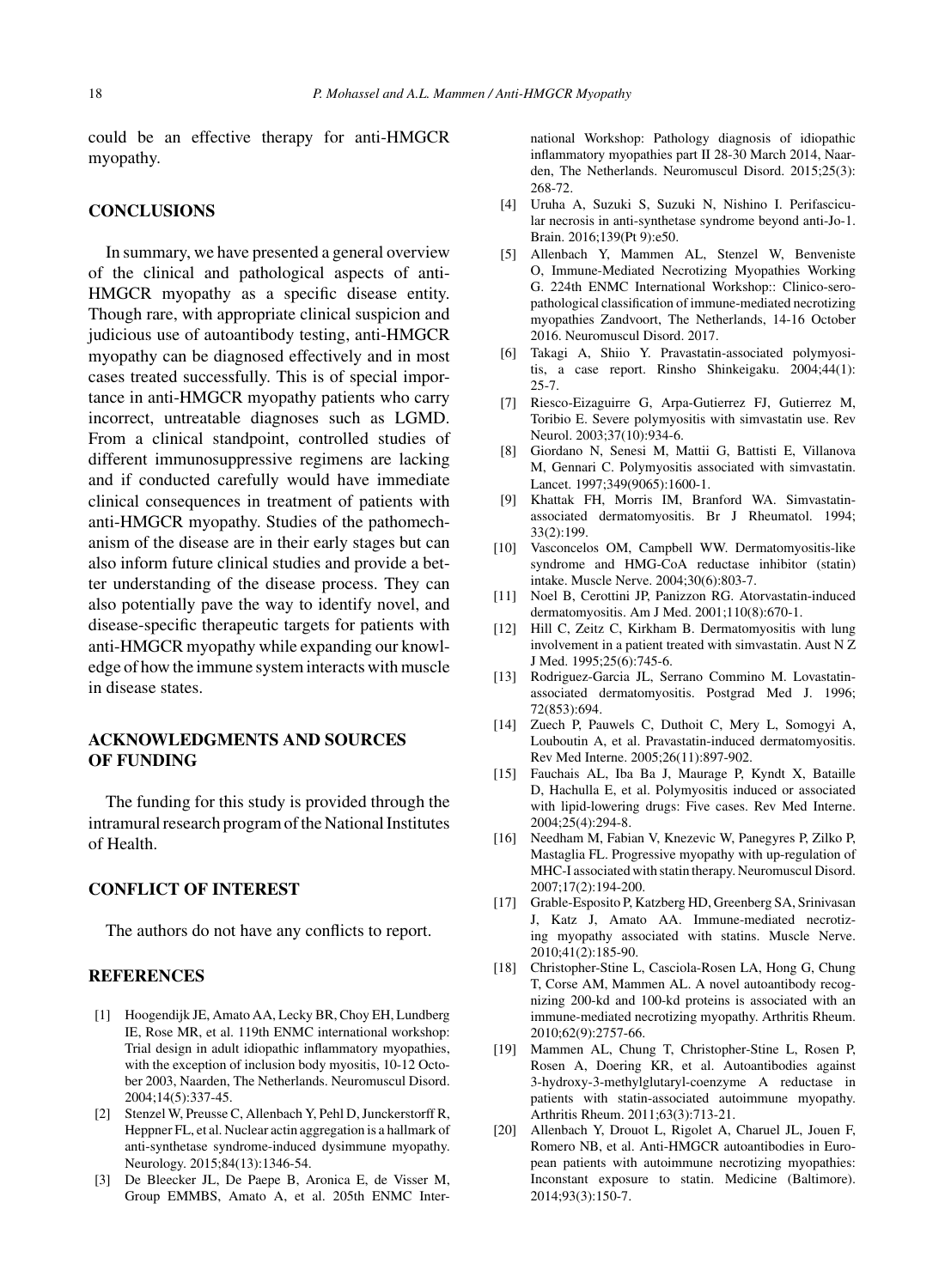could be an effective therapy for anti-HMGCR myopathy.

## CONCLUSIONS

In summary, we have presented a general overview of the clinical and pathological aspects of anti-HMGCR myopathy as a specific disease entity. Though rare, with appropriate clinical suspicion and judicious use of autoantibody testing, anti-HMGCR myopathy can be diagnosed effectively and in most cases treated successfully. This is of special importance in anti-HMGCR myopathy patients who carry incorrect, untreatable diagnoses such as LGMD. From a clinical standpoint, controlled studies of different immunosuppressive regimens are lacking and if conducted carefully would have immediate clinical consequences in treatment of patients with anti-HMGCR myopathy. Studies of the pathomechanism of the disease are in their early stages but can also inform future clinical studies and provide a better understanding of the disease process. They can also potentially pave the way to identify novel, and disease-specific therapeutic targets for patients with anti-HMGCR myopathy while expanding our knowledge of how the immune system interacts with muscle in disease states.

## ACKNOWLEDGMENTS AND SOURCES OF FUNDING

The funding for this study is provided through the intramural research program of the National Institutes of Health.

## CONFLICT OF INTEREST

The authors do not have any conflicts to report.

## REFERENCES

[1] Hoogendijk JE, Amato AA, Lecky BR, Choy EH, Lundberg IE, Rose MR, et al. 119th ENMC international workshop: Trial design in adult idiopathic inflammatory myopathies, with the exception of inclusion body myositis, 10-12 October 2003, Naarden, The Netherlands. Neuromuscul Disord. 2004;14(5):337-45.

[2] Stenzel W, Preusse C, Allenbach Y, Pehl D, Junckerstorff R, Heppner FL, et al. Nuclear actin aggregation is a hallmark of anti-synthetase syndrome-induced dysimmune myopathy. Neurology. 2015;84(13):1346-54.

[3] De Bleecker JL, De Paepe B, Aronica E, de Visser M, Group EMMBS, Amato A, et al. 205th ENMC International Workshop: Pathology diagnosis of idiopathic inflammatory myopathies part II 28-30 March 2014, Naarden, The Netherlands. Neuromuscul Disord. 2015;25(3): 268-72.

[4] Uruha A, Suzuki S, Suzuki N, Nishino I. Perifascicular necrosis in anti-synthetase syndrome beyond anti-Jo-1. Brain. 2016;139(Pt 9):e50.

[5] Allenbach Y, Mammen AL, Stenzel W, Benveniste O, Immune-Mediated Necrotizing Myopathies Working G. 224th ENMC International Workshop:: Clinico-sero-pathological classification of immune-mediated necrotizing myopathies Zandvoort, The Netherlands, 14-16 October 2016. Neuromuscul Disord. 2017.

[6] Takagi A, Shiio Y. Pravastatin-associated polymyositis, a case report. Rinsho Shinkeigaku. 2004;44(1): 25-7.

[7] Riesco-Eizaguirre G, Arpa-Gutierrez FJ, Gutierrez M, Toribio E. Severe polymyositis with simvastatin use. Rev Neurol. 2003;37(10):934-6.

[8] Giordano N, Senesi M, Mattii G, Battisti E, Villanova M, Gennari C. Polymyositis associated with simvastatin. Lancet. 1997;349(9065):1600-1.

[9] Khattak FH, Morris IM, Branford WA. Simvastatin-associated dermatomyositis. Br J Rheumatol. 1994; 33(2):199.

[10] Vasconcelos OM, Campbell WW. Dermatomyositis-like syndrome and HMG-CoA reductase inhibitor (statin) intake. Muscle Nerve. 2004;30(6):803-7.

[11] Noel B, Cerottini JP, Panizzon RG. Atorvastatin-induced dermatomyositis. Am J Med. 2001;110(8):670-1.

[12] Hill C, Zeitz C, Kirkham B. Dermatomyositis with lung involvement in a patient treated with simvastatin. Aust N Z J Med. 1995;25(6):745-6.

[13] Rodriguez-Garcia JL, Serrano Commino M. Lovastatin-associated dermatomyositis. Postgrad Med J. 1996; 72(853):694.

[14] Zuech P, Pauwels C, Duthoit C, Mery L, Somogyi A, Louboutin A, et al. Pravastatin-induced dermatomyositis. Rev Med Interne. 2005;26(11):897-902.

[15] Fauchais AL, Iba Ba J, Maurage P, Kyndt X, Bataille D, Hachulla E, et al. Polymyositis induced or associated with lipid-lowering drugs: Five cases. Rev Med Interne. 2004;25(4):294-8.

[16] Needham M, Fabian V, Knezevic W, Panegyres P, Zilko P, Mastaglia FL. Progressive myopathy with up-regulation of MHC-I associated with statin therapy. Neuromuscul Disord. 2007;17(2):194-200.

[17] Grable-Esposito P, Katzberg HD, Greenberg SA, Srinivasan J, Katz J, Amato AA. Immune-mediated necrotizing myopathy associated with statins. Muscle Nerve. 2010;41(2):185-90.

[18] Christopher-Stine L, Casciola-Rosen LA, Hong G, Chung T, Corse AM, Mammen AL. A novel autoantibody recognizing 200-kd and 100-kd proteins is associated with an immune-mediated necrotizing myopathy. Arthritis Rheum. 2010;62(9):2757-66.

[19] Mammen AL, Chung T, Christopher-Stine L, Rosen P, Rosen A, Doering KR, et al. Autoantibodies against 3-hydroxy-3-methylglutaryl-coenzyme A reductase in patients with statin-associated autoimmune myopathy. Arthritis Rheum. 2011;63(3):713-21.

[20] Allenbach Y, Drouot L, Rigolet A, Charuel JL, Jouen F, Romero NB, et al. Anti-HMGCR autoantibodies in European patients with autoimmune necrotizing myopathies: Inconstant exposure to statin. Medicine (Baltimore). 2014;93(3):150-7.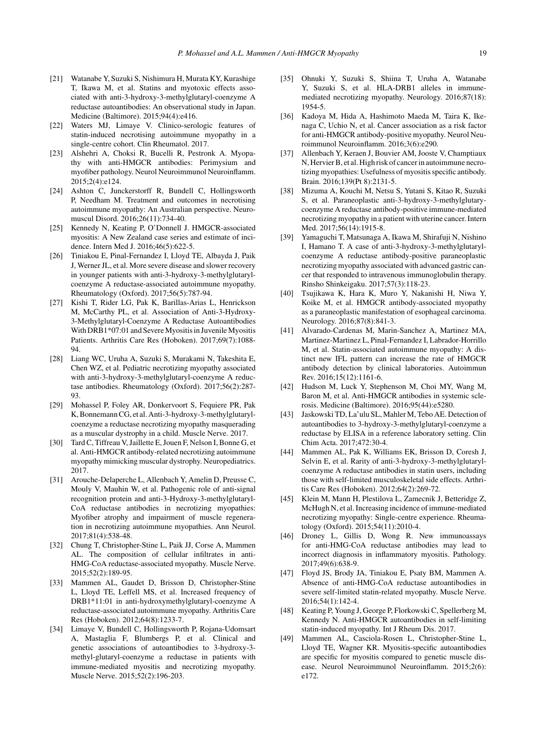[21] Watanabe Y, Suzuki S, Nishimura H, Murata KY, Kurashige T, Ikawa M, et al. Statins and myotoxic effects associated with anti-3-hydroxy-3-methylglutaryl-coenzyme A reductase autoantibodies: An observational study in Japan. Medicine (Baltimore). 2015;94(4):e416.

[22] Waters MJ, Limaye V. Clinico-serologic features of statin-induced necrotising autoimmune myopathy in a single-centre cohort. Clin Rheumatol. 2017.

[23] Alshehri A, Choksi R, Bucelli R, Pestronk A. Myopathy with anti-HMGCR antibodies: Perimysium and myofiber pathology. Neurol Neuroimmunol Neuroinflamm. 2015;2(4):e124.

[24] Ashton C, Junckerstorff R, Bundell C, Hollingsworth P, Needham M. Treatment and outcomes in necrotising autoimmune myopathy: An Australian perspective. Neuromuscul Disord. 2016;26(11):734-40.

[25] Kennedy N, Keating P, O'Donnell J. HMGCR-associated myositis: A New Zealand case series and estimate of incidence. Intern Med J. 2016;46(5):622-5.

[26] Tiniakou E, Pinal-Fernandez I, Lloyd TE, Albayda J, Paik J, Werner JL, et al. More severe disease and slower recovery in younger patients with anti-3-hydroxy-3-methylglutaryl-coenzyme A reductase-associated autoimmune myopathy. Rheumatology (Oxford). 2017;56(5):787-94.

[27] Kishi T, Rider LG, Pak K, Barillas-Arias L, Henrickson M, McCarthy PL, et al. Association of Anti-3-Hydroxy-3-Methylglutaryl-Coenzyme A Reductase Autoantibodies With DRB1*07:01 and Severe Myositis in Juvenile Myositis Patients. Arthritis Care Res (Hoboken). 2017;69(7):1088-94.

[28] Liang WC, Uruha A, Suzuki S, Murakami N, Takeshita E, Chen WZ, et al. Pediatric necrotizing myopathy associated with anti-3-hydroxy-3-methylglutaryl-coenzyme A reductase antibodies. Rheumatology (Oxford). 2017;56(2):287-93.

[29] Mohassel P, Foley AR, Donkervoort S, Fequiere PR, Pak K, Bonnemann CG, et al. Anti-3-hydroxy-3-methylglutaryl-coenzyme a reductase necrotizing myopathy masquerading as a muscular dystrophy in a child. Muscle Nerve. 2017.

[30] Tard C, Tiffreau V, Jaillette E, Jouen F, Nelson I, Bonne G, et al. Anti-HMGCR antibody-related necrotizing autoimmune myopathy mimicking muscular dystrophy. Neuropediatrics. 2017.

[31] Arouche-Delaperche L, Allenbach Y, Amelin D, Preusse C, Mouly V, Mauhin W, et al. Pathogenic role of anti-signal recognition protein and anti-3-Hydroxy-3-methylglutaryl-CoA reductase antibodies in necrotizing myopathies: Myofiber atrophy and impairment of muscle regeneration in necrotizing autoimmune myopathies. Ann Neurol. 2017;81(4):538-48.

[32] Chung T, Christopher-Stine L, Paik JJ, Corse A, Mammen AL. The composition of cellular infiltrates in anti-HMG-CoA reductase-associated myopathy. Muscle Nerve. 2015;52(2):189-95.

[33] Mammen AL, Gaudet D, Brisson D, Christopher-Stine L, Lloyd TE, Leffell MS, et al. Increased frequency of DRB1*11:01 in anti-hydroxymethylglutaryl-coenzyme A reductase-associated autoimmune myopathy. Arthritis Care Res (Hoboken). 2012;64(8):1233-7.

[34] Limaye V, Bundell C, Hollingsworth P, Rojana-Udomsart A, Mastaglia F, Blumbergs P, et al. Clinical and genetic associations of autoantibodies to 3-hydroxy-3-methyl-glutaryl-coenzyme a reductase in patients with immune-mediated myositis and necrotizing myopathy. Muscle Nerve. 2015;52(2):196-203.

[35] Ohnuki Y, Suzuki S, Shiina T, Uruha A, Watanabe Y, Suzuki S, et al. HLA-DRB1 alleles in immune-mediated necrotizing myopathy. Neurology. 2016;87(18):1954-5.

[36] Kadoya M, Hida A, Hashimoto Maeda M, Taira K, Ikenaga C, Uchio N, et al. Cancer association as a risk factor for anti-HMGCR antibody-positive myopathy. Neurol Neuroimmunol Neuroinflamm. 2016;3(6):e290.

[37] Allenbach Y, Keraen J, Bouvier AM, Jooste V, Champtiaux N, Hervier B, et al. High risk of cancer in autoimmune necrotizing myopathies: Usefulness of myositis specific antibody. Brain. 2016;139(Pt 8):2131-5.

[38] Mizuma A, Kouchi M, Netsu S, Yutani S, Kitao R, Suzuki S, et al. Paraneoplastic anti-3-hydroxy-3-methylglutary-coenzyme A reductase antibody-positive immune-mediated necrotizing myopathy in a patient with uterine cancer. Intern Med. 2017;56(14):1915-8.

[39] Yamaguchi T, Matsunaga A, Ikawa M, Shirafuji N, Nishino I, Hamano T. A case of anti-3-hydroxy-3-methylglutaryl-coenzyme A reductase antibody-positive paraneoplastic necrotizing myopathy associated with advanced gastric cancer that responded to intravenous immunoglobulin therapy. Rinsho Shinkeigaku. 2017;57(3):118-23.

[40] Tsujikawa K, Hara K, Muro Y, Nakanishi H, Niwa Y, Koike M, et al. HMGCR antibody-associated myopathy as a paraneoplastic manifestation of esophageal carcinoma. Neurology. 2016;87(8):841-3.

[41] Alvarado-Cardenas M, Marin-Sanchez A, Martinez MA, Martinez-Martinez L, Pinal-Fernandez I, Labrador-Horrillo M, et al. Statin-associated autoimmune myopathy: A distinct new IFL pattern can increase the rate of HMGCR antibody detection by clinical laboratories. Autoimmun Rev. 2016;15(12):1161-6.

[42] Hudson M, Luck Y, Stephenson M, Choi MY, Wang M, Baron M, et al. Anti-HMGCR antibodies in systemic sclerosis. Medicine (Baltimore). 2016;95(44):e5280.

[43] Jaskowski TD, La'ulu SL, Mahler M, Tebo AE. Detection of autoantibodies to 3-hydroxy-3-methylglutaryl-coenzyme a reductase by ELISA in a reference laboratory setting. Clin Chim Acta. 2017;472:30-4.

[44] Mammen AL, Pak K, Williams EK, Brisson D, Coresh J, Selvin E, et al. Rarity of anti-3-hydroxy-3-methylglutaryl-coenzyme A reductase antibodies in statin users, including those with self-limited musculoskeletal side effects. Arthritis Care Res (Hoboken). 2012;64(2):269-72.

[45] Klein M, Mann H, Plestilova L, Zamecnik J, Betteridge Z, McHugh N, et al. Increasing incidence of immune-mediated necrotizing myopathy: Single-centre experience. Rheumatology (Oxford). 2015;54(11):2010-4.

[46] Droney L, Gillis D, Wong R. New immunoassays for anti-HMG-CoA reductase antibodies may lead to incorrect diagnosis in inflammatory myositis. Pathology. 2017;49(6):638-9.

[47] Floyd JS, Brody JA, Tiniakou E, Psaty BM, Mammen A. Absence of anti-HMG-CoA reductase autoantibodies in severe self-limited statin-related myopathy. Muscle Nerve. 2016;54(1):142-4.

[48] Keating P, Young J, George P, Florkowski C, Spellerberg M, Kennedy N. Anti-HMGCR autoantibodies in self-limiting statin-induced myopathy. Int J Rheum Dis. 2017.

[49] Mammen AL, Casciola-Rosen L, Christopher-Stine L, Lloyd TE, Wagner KR. Myositis-specific autoantibodies are specific for myositis compared to genetic muscle disease. Neurol Neuroimmunol Neuroinflamm. 2015;2(6):e172.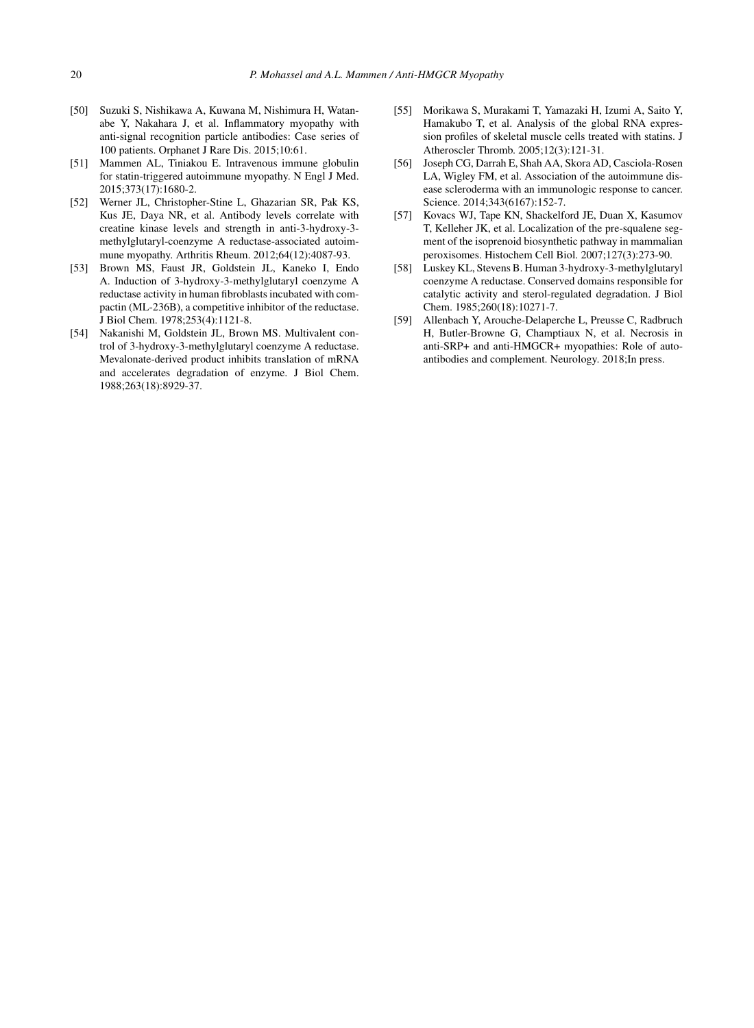[50] Suzuki S, Nishikawa A, Kuwana M, Nishimura H, Watanabe Y, Nakahara J, et al. Inflammatory myopathy with anti-signal recognition particle antibodies: Case series of 100 patients. Orphanet J Rare Dis. 2015;10:61.

[51] Mammen AL, Tiniakou E. Intravenous immune globulin for statin-triggered autoimmune myopathy. N Engl J Med. 2015;373(17):1680-2.

[52] Werner JL, Christopher-Stine L, Ghazarian SR, Pak KS, Kus JE, Daya NR, et al. Antibody levels correlate with creatine kinase levels and strength in anti-3-hydroxy-3-methylglutaryl-coenzyme A reductase-associated autoimmune myopathy. Arthritis Rheum. 2012;64(12):4087-93.

[53] Brown MS, Faust JR, Goldstein JL, Kaneko I, Endo A. Induction of 3-hydroxy-3-methylglutaryl coenzyme A reductase activity in human fibroblasts incubated with compactin (ML-236B), a competitive inhibitor of the reductase. J Biol Chem. 1978;253(4):1121-8.

[54] Nakanishi M, Goldstein JL, Brown MS. Multivalent control of 3-hydroxy-3-methylglutaryl coenzyme A reductase. Mevalonate-derived product inhibits translation of mRNA and accelerates degradation of enzyme. J Biol Chem. 1988;263(18):8929-37.

[55] Morikawa S, Murakami T, Yamazaki H, Izumi A, Saito Y, Hamakubo T, et al. Analysis of the global RNA expression profiles of skeletal muscle cells treated with statins. J Atheroscler Thromb. 2005;12(3):121-31.

[56] Joseph CG, Darrah E, Shah AA, Skora AD, Casciola-Rosen LA, Wigley FM, et al. Association of the autoimmune disease scleroderma with an immunologic response to cancer. Science. 2014;343(6167):152-7.

[57] Kovacs WJ, Tape KN, Shackelford JE, Duan X, Kasumov T, Kelleher JK, et al. Localization of the pre-squalene segment of the isoprenoid biosynthetic pathway in mammalian peroxisomes. Histochem Cell Biol. 2007;127(3):273-90.

[58] Luskey KL, Stevens B. Human 3-hydroxy-3-methylglutaryl coenzyme A reductase. Conserved domains responsible for catalytic activity and sterol-regulated degradation. J Biol Chem. 1985;260(18):10271-7.

[59] Allenbach Y, Arouche-Delaperche L, Preusse C, Radbruch H, Butler-Browne G, Champtiaux N, et al. Necrosis in anti-SRP+ and anti-HMGCR+ myopathies: Role of autoantibodies and complement. Neurology. 2018;In press.